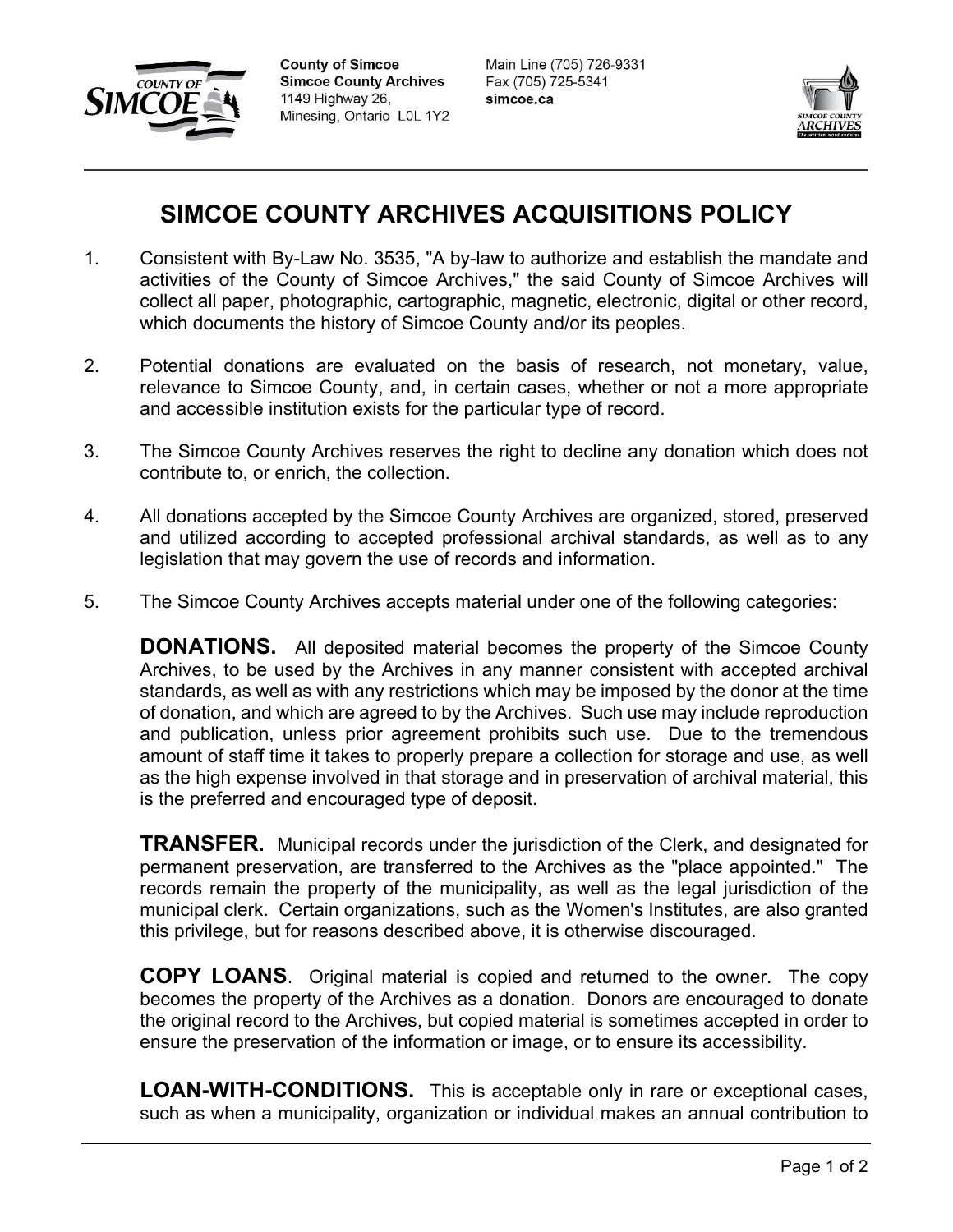County of Simcoe
Simcoe County Archives
1149 Highway 26,
Minesing, Ontario L0L 1Y2

Main Line (705) 726-9331
Fax (705) 725-5341
simcoe.ca

# SIMCOE COUNTY ARCHIVES ACQUISITIONS POLICY

1. Consistent with By-Law No. 3535, "A by-law to authorize and establish the mandate and activities of the County of Simcoe Archives," the said County of Simcoe Archives will collect all paper, photographic, cartographic, magnetic, electronic, digital or other record, which documents the history of Simcoe County and/or its peoples.

2. Potential donations are evaluated on the basis of research, not monetary, value, relevance to Simcoe County, and, in certain cases, whether or not a more appropriate and accessible institution exists for the particular type of record.

3. The Simcoe County Archives reserves the right to decline any donation which does not contribute to, or enrich, the collection.

4. All donations accepted by the Simcoe County Archives are organized, stored, preserved and utilized according to accepted professional archival standards, as well as to any legislation that may govern the use of records and information.

5. The Simcoe County Archives accepts material under one of the following categories:

   **DONATIONS.** All deposited material becomes the property of the Simcoe County Archives, to be used by the Archives in any manner consistent with accepted archival standards, as well as with any restrictions which may be imposed by the donor at the time of donation, and which are agreed to by the Archives. Such use may include reproduction and publication, unless prior agreement prohibits such use. Due to the tremendous amount of staff time it takes to properly prepare a collection for storage and use, as well as the high expense involved in that storage and in preservation of archival material, this is the preferred and encouraged type of deposit.

   **TRANSFER.** Municipal records under the jurisdiction of the Clerk, and designated for permanent preservation, are transferred to the Archives as the "place appointed." The records remain the property of the municipality, as well as the legal jurisdiction of the municipal clerk. Certain organizations, such as the Women's Institutes, are also granted this privilege, but for reasons described above, it is otherwise discouraged.

   **COPY LOANS**. Original material is copied and returned to the owner. The copy becomes the property of the Archives as a donation. Donors are encouraged to donate the original record to the Archives, but copied material is sometimes accepted in order to ensure the preservation of the information or image, or to ensure its accessibility.

   **LOAN-WITH-CONDITIONS.** This is acceptable only in rare or exceptional cases, such as when a municipality, organization or individual makes an annual contribution to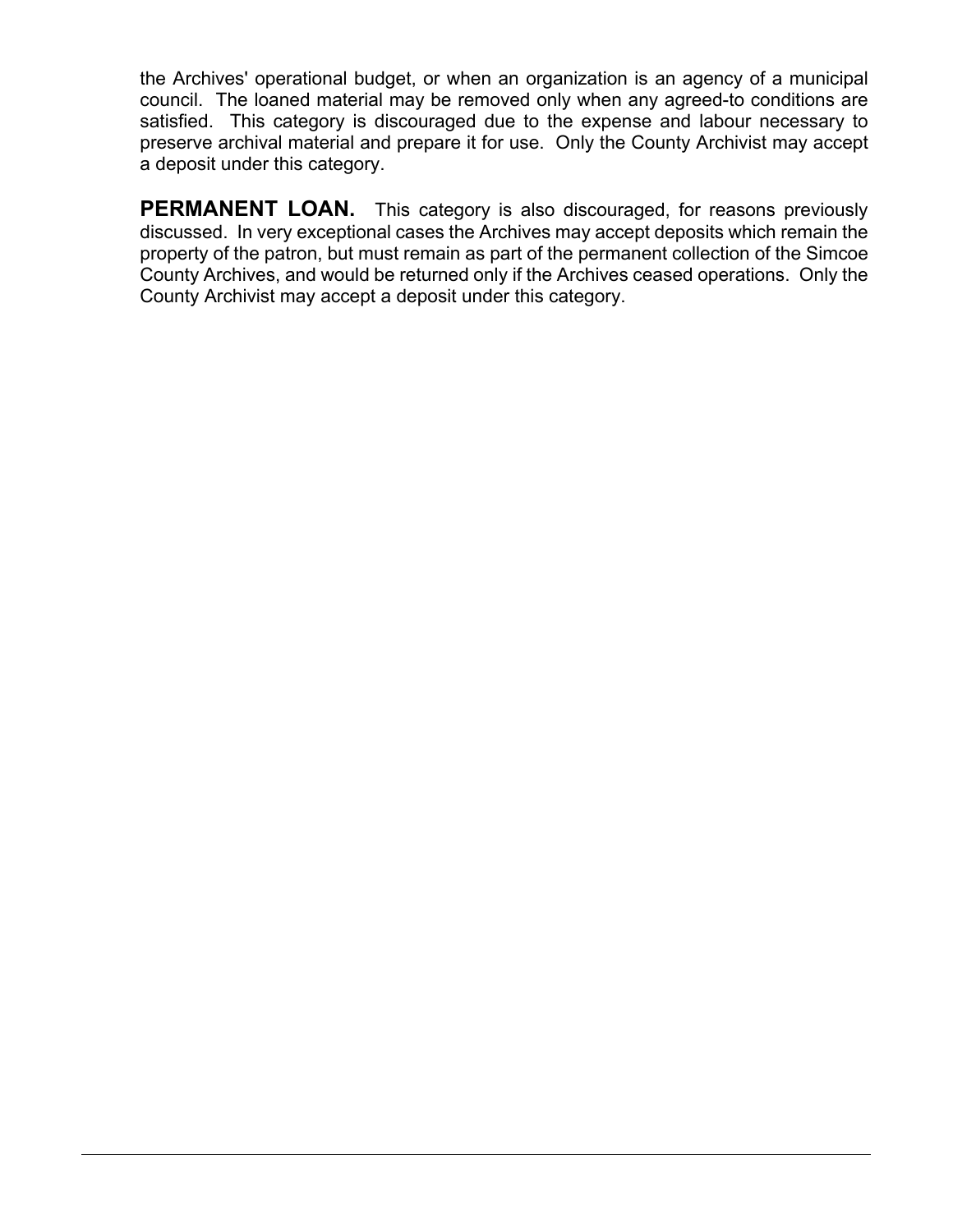the Archives' operational budget, or when an organization is an agency of a municipal council. The loaned material may be removed only when any agreed-to conditions are satisfied. This category is discouraged due to the expense and labour necessary to preserve archival material and prepare it for use. Only the County Archivist may accept a deposit under this category.

**PERMANENT LOAN.** This category is also discouraged, for reasons previously discussed. In very exceptional cases the Archives may accept deposits which remain the property of the patron, but must remain as part of the permanent collection of the Simcoe County Archives, and would be returned only if the Archives ceased operations. Only the County Archivist may accept a deposit under this category.